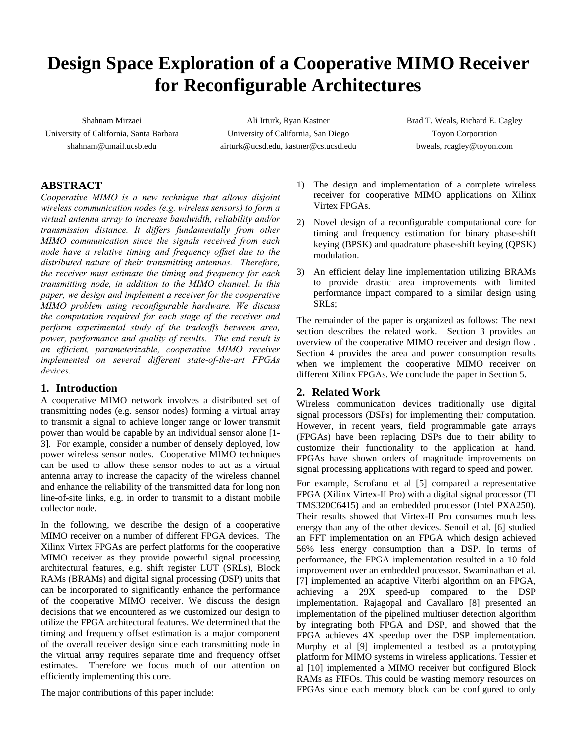# Design Space Exploration of a Cooperative MIMO Receiver for Reconfigurable Architectures

Shahnam Mirzaei
University of California, Santa Barbara
shahnam@umail.ucsb.edu

Ali Irturk, Ryan Kastner
University of California, San Diego
airturk@ucsd.edu, kastner@cs.ucsd.edu

Brad T. Weals, Richard E. Cagley
Toyon Corporation
bweals, rcagley@toyon.com

## ABSTRACT

*Cooperative MIMO is a new technique that allows disjoint wireless communication nodes (e.g. wireless sensors) to form a virtual antenna array to increase bandwidth, reliability and/or transmission distance. It differs fundamentally from other MIMO communication since the signals received from each node have a relative timing and frequency offset due to the distributed nature of their transmitting antennas. Therefore, the receiver must estimate the timing and frequency for each transmitting node, in addition to the MIMO channel. In this paper, we design and implement a receiver for the cooperative MIMO problem using reconfigurable hardware. We discuss the computation required for each stage of the receiver and perform experimental study of the tradeoffs between area, power, performance and quality of results. The end result is an efficient, parameterizable, cooperative MIMO receiver implemented on several different state-of-the-art FPGAs devices.*

## 1. Introduction

A cooperative MIMO network involves a distributed set of transmitting nodes (e.g. sensor nodes) forming a virtual array to transmit a signal to achieve longer range or lower transmit power than would be capable by an individual sensor alone [1-3]. For example, consider a number of densely deployed, low power wireless sensor nodes. Cooperative MIMO techniques can be used to allow these sensor nodes to act as a virtual antenna array to increase the capacity of the wireless channel and enhance the reliability of the transmitted data for long non line-of-site links, e.g. in order to transmit to a distant mobile collector node.

In the following, we describe the design of a cooperative MIMO receiver on a number of different FPGA devices. The Xilinx Virtex FPGAs are perfect platforms for the cooperative MIMO receiver as they provide powerful signal processing architectural features, e.g. shift register LUT (SRLs), Block RAMs (BRAMs) and digital signal processing (DSP) units that can be incorporated to significantly enhance the performance of the cooperative MIMO receiver. We discuss the design decisions that we encountered as we customized our design to utilize the FPGA architectural features. We determined that the timing and frequency offset estimation is a major component of the overall receiver design since each transmitting node in the virtual array requires separate time and frequency offset estimates. Therefore we focus much of our attention on efficiently implementing this core.

The major contributions of this paper include:

1) The design and implementation of a complete wireless receiver for cooperative MIMO applications on Xilinx Virtex FPGAs.
2) Novel design of a reconfigurable computational core for timing and frequency estimation for binary phase-shift keying (BPSK) and quadrature phase-shift keying (QPSK) modulation.
3) An efficient delay line implementation utilizing BRAMs to provide drastic area improvements with limited performance impact compared to a similar design using SRLs;

The remainder of the paper is organized as follows: The next section describes the related work. Section 3 provides an overview of the cooperative MIMO receiver and design flow . Section 4 provides the area and power consumption results when we implement the cooperative MIMO receiver on different Xilinx FPGAs. We conclude the paper in Section 5.

## 2. Related Work

Wireless communication devices traditionally use digital signal processors (DSPs) for implementing their computation. However, in recent years, field programmable gate arrays (FPGAs) have been replacing DSPs due to their ability to customize their functionality to the application at hand. FPGAs have shown orders of magnitude improvements on signal processing applications with regard to speed and power.

For example, Scrofano et al [5] compared a representative FPGA (Xilinx Virtex-II Pro) with a digital signal processor (TI TMS320C6415) and an embedded processor (Intel PXA250). Their results showed that Virtex-II Pro consumes much less energy than any of the other devices. Senoil et al. [6] studied an FFT implementation on an FPGA which design achieved 56% less energy consumption than a DSP. In terms of performance, the FPGA implementation resulted in a 10 fold improvement over an embedded processor. Swaminathan et al. [7] implemented an adaptive Viterbi algorithm on an FPGA, achieving a 29X speed-up compared to the DSP implementation. Rajagopal and Cavallaro [8] presented an implementation of the pipelined multiuser detection algorithm by integrating both FPGA and DSP, and showed that the FPGA achieves 4X speedup over the DSP implementation. Murphy et al [9] implemented a testbed as a prototyping platform for MIMO systems in wireless applications. Tessier et al [10] implemented a MIMO receiver but configured Block RAMs as FIFOs. This could be wasting memory resources on FPGAs since each memory block can be configured to only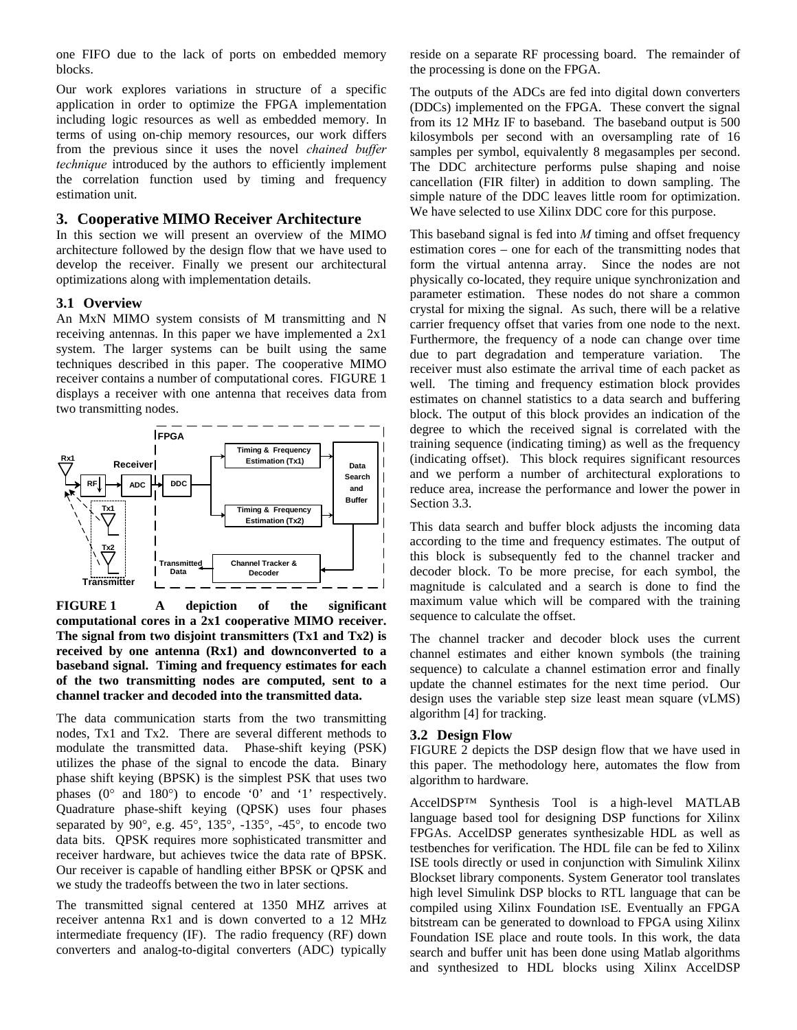one FIFO due to the lack of ports on embedded memory blocks.

Our work explores variations in structure of a specific application in order to optimize the FPGA implementation including logic resources as well as embedded memory. In terms of using on-chip memory resources, our work differs from the previous since it uses the novel *chained buffer technique* introduced by the authors to efficiently implement the correlation function used by timing and frequency estimation unit.

## 3. Cooperative MIMO Receiver Architecture

In this section we will present an overview of the MIMO architecture followed by the design flow that we have used to develop the receiver. Finally we present our architectural optimizations along with implementation details.

### 3.1 Overview

An MxN MIMO system consists of M transmitting and N receiving antennas. In this paper we have implemented a 2x1 system. The larger systems can be built using the same techniques described in this paper. The cooperative MIMO receiver contains a number of computational cores. FIGURE 1 displays a receiver with one antenna that receives data from two transmitting nodes.

FPGA
Rx1
Receiver
RF
ADC
DDC
Timing & Frequency Estimation (Tx1)
Timing & Frequency Estimation (Tx2)
Data Search and Buffer
Tx1
Tx2
Transmitter
Transmitted Data
Channel Tracker & Decoder

**FIGURE 1 A depiction of the significant computational cores in a 2x1 cooperative MIMO receiver. The signal from two disjoint transmitters (Tx1 and Tx2) is received by one antenna (Rx1) and downconverted to a baseband signal. Timing and frequency estimates for each of the two transmitting nodes are computed, sent to a channel tracker and decoded into the transmitted data.**

The data communication starts from the two transmitting nodes, Tx1 and Tx2. There are several different methods to modulate the transmitted data. Phase-shift keying (PSK) utilizes the phase of the signal to encode the data. Binary phase shift keying (BPSK) is the simplest PSK that uses two phases (0° and 180°) to encode '0' and '1' respectively. Quadrature phase-shift keying (QPSK) uses four phases separated by 90°, e.g. 45°, 135°, -135°, -45°, to encode two data bits. QPSK requires more sophisticated transmitter and receiver hardware, but achieves twice the data rate of BPSK. Our receiver is capable of handling either BPSK or QPSK and we study the tradeoffs between the two in later sections.

The transmitted signal centered at 1350 MHZ arrives at receiver antenna Rx1 and is down converted to a 12 MHz intermediate frequency (IF). The radio frequency (RF) down converters and analog-to-digital converters (ADC) typically reside on a separate RF processing board. The remainder of the processing is done on the FPGA.

The outputs of the ADCs are fed into digital down converters (DDCs) implemented on the FPGA. These convert the signal from its 12 MHz IF to baseband. The baseband output is 500 kilosymbols per second with an oversampling rate of 16 samples per symbol, equivalently 8 megasamples per second. The DDC architecture performs pulse shaping and noise cancellation (FIR filter) in addition to down sampling. The simple nature of the DDC leaves little room for optimization. We have selected to use Xilinx DDC core for this purpose.

This baseband signal is fed into *M* timing and offset frequency estimation cores – one for each of the transmitting nodes that form the virtual antenna array. Since the nodes are not physically co-located, they require unique synchronization and parameter estimation. These nodes do not share a common crystal for mixing the signal. As such, there will be a relative carrier frequency offset that varies from one node to the next. Furthermore, the frequency of a node can change over time due to part degradation and temperature variation. The receiver must also estimate the arrival time of each packet as well. The timing and frequency estimation block provides estimates on channel statistics to a data search and buffering block. The output of this block provides an indication of the degree to which the received signal is correlated with the training sequence (indicating timing) as well as the frequency (indicating offset). This block requires significant resources and we perform a number of architectural explorations to reduce area, increase the performance and lower the power in Section 3.3.

This data search and buffer block adjusts the incoming data according to the time and frequency estimates. The output of this block is subsequently fed to the channel tracker and decoder block. To be more precise, for each symbol, the magnitude is calculated and a search is done to find the maximum value which will be compared with the training sequence to calculate the offset.

The channel tracker and decoder block uses the current channel estimates and either known symbols (the training sequence) to calculate a channel estimation error and finally update the channel estimates for the next time period. Our design uses the variable step size least mean square (vLMS) algorithm [4] for tracking.

### 3.2 Design Flow

FIGURE 2 depicts the DSP design flow that we have used in this paper. The methodology here, automates the flow from algorithm to hardware.

AccelDSP™ Synthesis Tool is a high-level MATLAB language based tool for designing DSP functions for Xilinx FPGAs. AccelDSP generates synthesizable HDL as well as testbenches for verification. The HDL file can be fed to Xilinx ISE tools directly or used in conjunction with Simulink Xilinx Blockset library components. System Generator tool translates high level Simulink DSP blocks to RTL language that can be compiled using Xilinx Foundation ISE. Eventually an FPGA bitstream can be generated to download to FPGA using Xilinx Foundation ISE place and route tools. In this work, the data search and buffer unit has been done using Matlab algorithms and synthesized to HDL blocks using Xilinx AccelDSP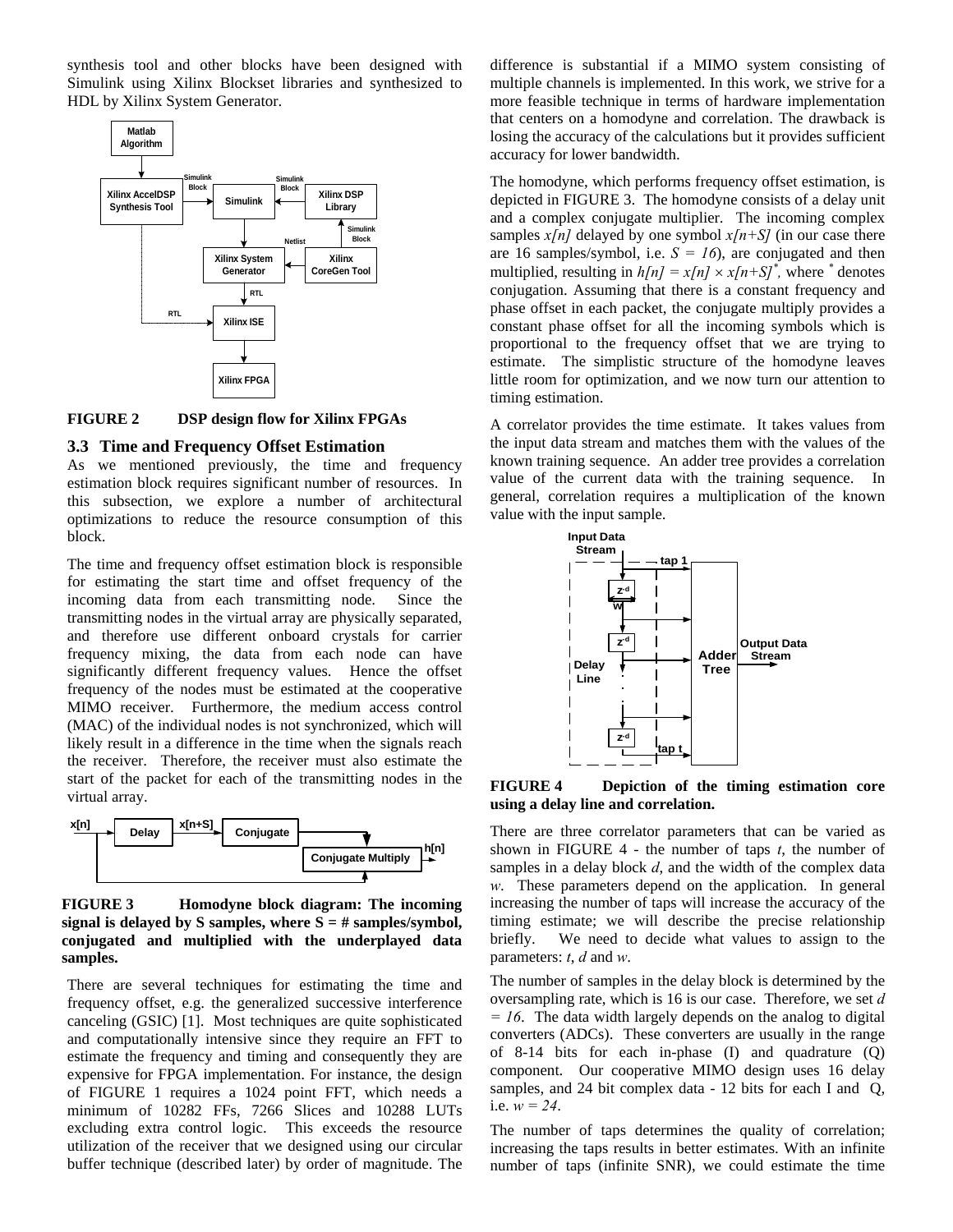synthesis tool and other blocks have been designed with Simulink using Xilinx Blockset libraries and synthesized to HDL by Xilinx System Generator.

**FIGURE 2 DSP design flow for Xilinx FPGAs**

### 3.3 Time and Frequency Offset Estimation

As we mentioned previously, the time and frequency estimation block requires significant number of resources. In this subsection, we explore a number of architectural optimizations to reduce the resource consumption of this block.

The time and frequency offset estimation block is responsible for estimating the start time and offset frequency of the incoming data from each transmitting node. Since the transmitting nodes in the virtual array are physically separated, and therefore use different onboard crystals for carrier frequency mixing, the data from each node can have significantly different frequency values. Hence the offset frequency of the nodes must be estimated at the cooperative MIMO receiver. Furthermore, the medium access control (MAC) of the individual nodes is not synchronized, which will likely result in a difference in the time when the signals reach the receiver. Therefore, the receiver must also estimate the start of the packet for each of the transmitting nodes in the virtual array.

**FIGURE 3 Homodyne block diagram: The incoming signal is delayed by S samples, where S = # samples/symbol, conjugated and multiplied with the underplayed data samples.**

There are several techniques for estimating the time and frequency offset, e.g. the generalized successive interference canceling (GSIC) [1]. Most techniques are quite sophisticated and computationally intensive since they require an FFT to estimate the frequency and timing and consequently they are expensive for FPGA implementation. For instance, the design of FIGURE 1 requires a 1024 point FFT, which needs a minimum of 10282 FFs, 7266 Slices and 10288 LUTs excluding extra control logic. This exceeds the resource utilization of the receiver that we designed using our circular buffer technique (described later) by order of magnitude. The difference is substantial if a MIMO system consisting of multiple channels is implemented. In this work, we strive for a more feasible technique in terms of hardware implementation that centers on a homodyne and correlation. The drawback is losing the accuracy of the calculations but it provides sufficient accuracy for lower bandwidth.

The homodyne, which performs frequency offset estimation, is depicted in FIGURE 3. The homodyne consists of a delay unit and a complex conjugate multiplier. The incoming complex samples $x[n]$ delayed by one symbol $x[n+S]$ (in our case there are 16 samples/symbol, i.e. $S = 16$), are conjugated and then multiplied, resulting in $h[n] = x[n] \times x[n+S]^*$, where $^*$ denotes conjugation. Assuming that there is a constant frequency and phase offset in each packet, the conjugate multiply provides a constant phase offset for all the incoming symbols which is proportional to the frequency offset that we are trying to estimate. The simplistic structure of the homodyne leaves little room for optimization, and we now turn our attention to timing estimation.

A correlator provides the time estimate. It takes values from the input data stream and matches them with the values of the known training sequence. An adder tree provides a correlation value of the current data with the training sequence. In general, correlation requires a multiplication of the known value with the input sample.

**FIGURE 4 Depiction of the timing estimation core using a delay line and correlation.**

There are three correlator parameters that can be varied as shown in FIGURE 4 - the number of taps $t$, the number of samples in a delay block $d$, and the width of the complex data $w$. These parameters depend on the application. In general increasing the number of taps will increase the accuracy of the timing estimate; we will describe the precise relationship briefly. We need to decide what values to assign to the parameters: $t$, $d$ and $w$.

The number of samples in the delay block is determined by the oversampling rate, which is 16 is our case. Therefore, we set $d = 16$. The data width largely depends on the analog to digital converters (ADCs). These converters are usually in the range of 8-14 bits for each in-phase (I) and quadrature (Q) component. Our cooperative MIMO design uses 16 delay samples, and 24 bit complex data - 12 bits for each I and Q, i.e. $w = 24$.

The number of taps determines the quality of correlation; increasing the taps results in better estimates. With an infinite number of taps (infinite SNR), we could estimate the time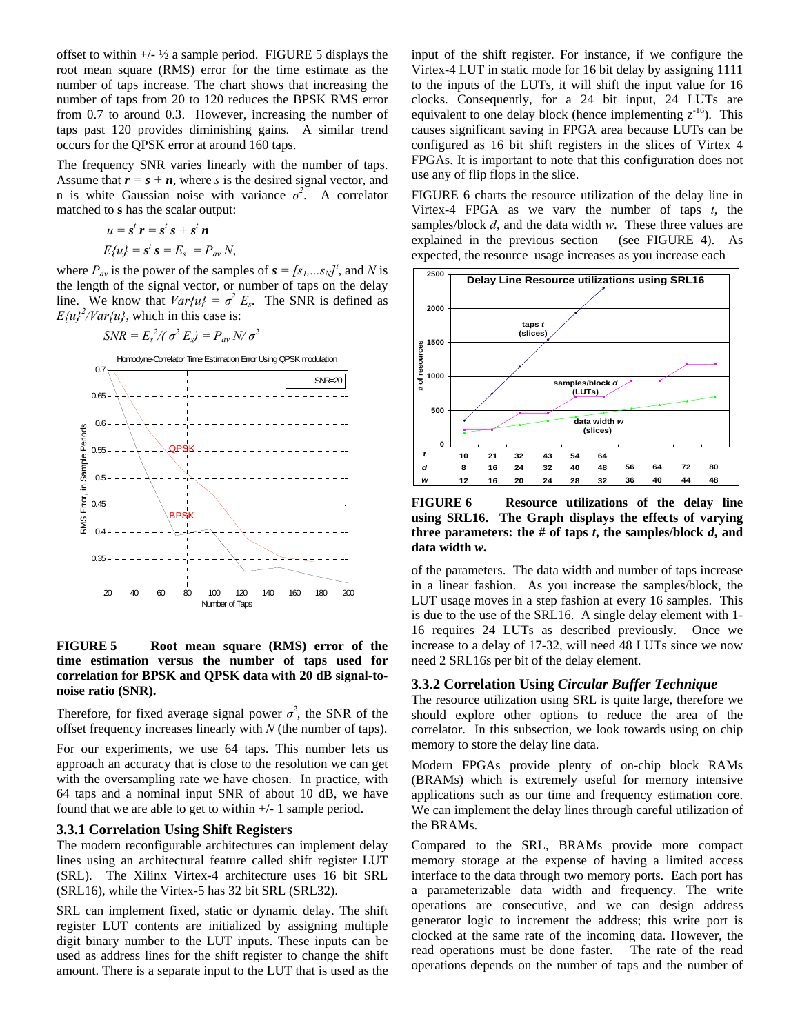offset to within +/- ½ a sample period. FIGURE 5 displays the root mean square (RMS) error for the time estimate as the number of taps increase. The chart shows that increasing the number of taps from 20 to 120 reduces the BPSK RMS error from 0.7 to around 0.3. However, increasing the number of taps past 120 provides diminishing gains. A similar trend occurs for the QPSK error at around 160 taps.

The frequency SNR varies linearly with the number of taps. Assume that $\boldsymbol{r} = \boldsymbol{s} + \boldsymbol{n}$, where $s$ is the desired signal vector, and n is white Gaussian noise with variance $\sigma^2$. A correlator matched to **s** has the scalar output:

$$u = \boldsymbol{s}^t \boldsymbol{r} = \boldsymbol{s}^t \boldsymbol{s} + \boldsymbol{s}^t \boldsymbol{n}$$

$$E\{u\} = \boldsymbol{s}^t \boldsymbol{s} = E_s = P_{av} N,$$

where $P_{av}$ is the power of the samples of $\boldsymbol{s} = [s_1, \ldots s_N]^t$, and $N$ is the length of the signal vector, or number of taps on the delay line. We know that $Var\{u\} = \sigma^2 E_s$. The SNR is defined as $E\{u\}^2/Var\{u\}$, which in this case is:

$$SNR = E_s^2/(\sigma^2 E_s) = P_{av} N/\sigma^2$$

**FIGURE 5** Root mean square (RMS) error of the time estimation versus the number of taps used for correlation for BPSK and QPSK data with 20 dB signal-to-noise ratio (SNR).

Therefore, for fixed average signal power $\sigma^2$, the SNR of the offset frequency increases linearly with $N$ (the number of taps).

For our experiments, we use 64 taps. This number lets us approach an accuracy that is close to the resolution we can get with the oversampling rate we have chosen. In practice, with 64 taps and a nominal input SNR of about 10 dB, we have found that we are able to get to within +/- 1 sample period.

### 3.3.1 Correlation Using Shift Registers

The modern reconfigurable architectures can implement delay lines using an architectural feature called shift register LUT (SRL). The Xilinx Virtex-4 architecture uses 16 bit SRL (SRL16), while the Virtex-5 has 32 bit SRL (SRL32).

SRL can implement fixed, static or dynamic delay. The shift register LUT contents are initialized by assigning multiple digit binary number to the LUT inputs. These inputs can be used as address lines for the shift register to change the shift amount. There is a separate input to the LUT that is used as the input of the shift register. For instance, if we configure the Virtex-4 LUT in static mode for 16 bit delay by assigning 1111 to the inputs of the LUTs, it will shift the input value for 16 clocks. Consequently, for a 24 bit input, 24 LUTs are equivalent to one delay block (hence implementing $z^{-16}$). This causes significant saving in FPGA area because LUTs can be configured as 16 bit shift registers in the slices of Virtex 4 FPGAs. It is important to note that this configuration does not use any of flip flops in the slice.

FIGURE 6 charts the resource utilization of the delay line in Virtex-4 FPGA as we vary the number of taps $t$, the samples/block $d$, and the data width $w$. These three values are explained in the previous section (see FIGURE 4). As expected, the resource usage increases as you increase each of the parameters. The data width and number of taps increase in a linear fashion. As you increase the samples/block, the LUT usage moves in a step fashion at every 16 samples. This is due to the use of the SRL16. A single delay element with 1-16 requires 24 LUTs as described previously. Once we increase to a delay of 17-32, will need 48 LUTs since we now need 2 SRL16s per bit of the delay element.

**FIGURE 6** Resource utilizations of the delay line using SRL16. The Graph displays the effects of varying three parameters: the # of taps *t*, the samples/block *d*, and data width *w*.

### 3.3.2 Correlation Using *Circular Buffer Technique*

The resource utilization using SRL is quite large, therefore we should explore other options to reduce the area of the correlator. In this subsection, we look towards using on chip memory to store the delay line data.

Modern FPGAs provide plenty of on-chip block RAMs (BRAMs) which is extremely useful for memory intensive applications such as our time and frequency estimation core. We can implement the delay lines through careful utilization of the BRAMs.

Compared to the SRL, BRAMs provide more compact memory storage at the expense of having a limited access interface to the data through two memory ports. Each port has a parameterizable data width and frequency. The write operations are consecutive, and we can design address generator logic to increment the address; this write port is clocked at the same rate of the incoming data. However, the read operations must be done faster. The rate of the read operations depends on the number of taps and the number of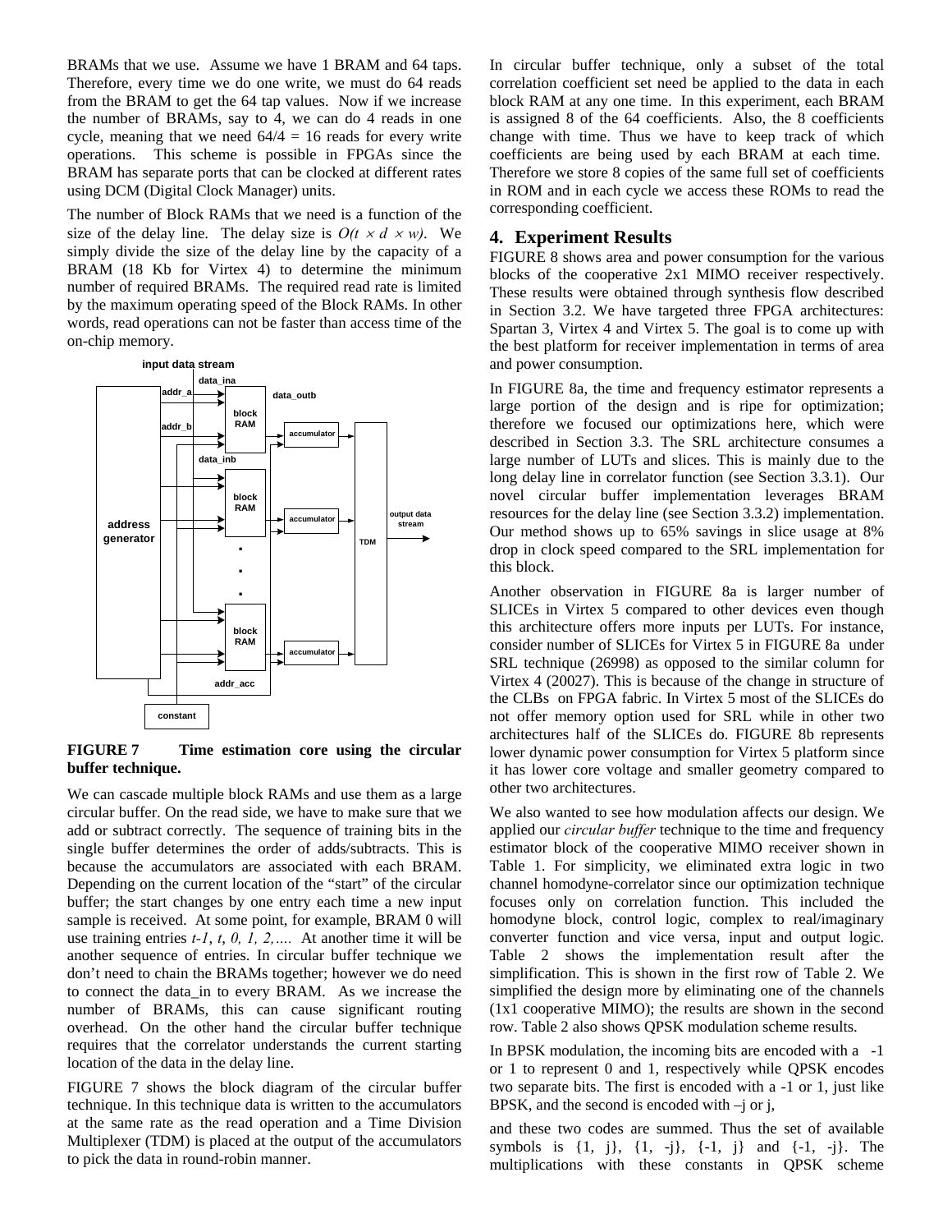BRAMs that we use. Assume we have 1 BRAM and 64 taps. Therefore, every time we do one write, we must do 64 reads from the BRAM to get the 64 tap values. Now if we increase the number of BRAMs, say to 4, we can do 4 reads in one cycle, meaning that we need 64/4 = 16 reads for every write operations. This scheme is possible in FPGAs since the BRAM has separate ports that can be clocked at different rates using DCM (Digital Clock Manager) units.

The number of Block RAMs that we need is a function of the size of the delay line. The delay size is $O(t \times d \times w)$. We simply divide the size of the delay line by the capacity of a BRAM (18 Kb for Virtex 4) to determine the minimum number of required BRAMs. The required read rate is limited by the maximum operating speed of the Block RAMs. In other words, read operations can not be faster than access time of the on-chip memory.

**FIGURE 7 Time estimation core using the circular buffer technique.**

We can cascade multiple block RAMs and use them as a large circular buffer. On the read side, we have to make sure that we add or subtract correctly. The sequence of training bits in the single buffer determines the order of adds/subtracts. This is because the accumulators are associated with each BRAM. Depending on the current location of the "start" of the circular buffer; the start changes by one entry each time a new input sample is received. At some point, for example, BRAM 0 will use training entries *t-1, t, 0, 1, 2,….* At another time it will be another sequence of entries. In circular buffer technique we don't need to chain the BRAMs together; however we do need to connect the data_in to every BRAM. As we increase the number of BRAMs, this can cause significant routing overhead. On the other hand the circular buffer technique requires that the correlator understands the current starting location of the data in the delay line.

FIGURE 7 shows the block diagram of the circular buffer technique. In this technique data is written to the accumulators at the same rate as the read operation and a Time Division Multiplexer (TDM) is placed at the output of the accumulators to pick the data in round-robin manner.

In circular buffer technique, only a subset of the total correlation coefficient set need be applied to the data in each block RAM at any one time. In this experiment, each BRAM is assigned 8 of the 64 coefficients. Also, the 8 coefficients change with time. Thus we have to keep track of which coefficients are being used by each BRAM at each time. Therefore we store 8 copies of the same full set of coefficients in ROM and in each cycle we access these ROMs to read the corresponding coefficient.

## 4. Experiment Results

FIGURE 8 shows area and power consumption for the various blocks of the cooperative 2x1 MIMO receiver respectively. These results were obtained through synthesis flow described in Section 3.2. We have targeted three FPGA architectures: Spartan 3, Virtex 4 and Virtex 5. The goal is to come up with the best platform for receiver implementation in terms of area and power consumption.

In FIGURE 8a, the time and frequency estimator represents a large portion of the design and is ripe for optimization; therefore we focused our optimizations here, which were described in Section 3.3. The SRL architecture consumes a large number of LUTs and slices. This is mainly due to the long delay line in correlator function (see Section 3.3.1). Our novel circular buffer implementation leverages BRAM resources for the delay line (see Section 3.3.2) implementation. Our method shows up to 65% savings in slice usage at 8% drop in clock speed compared to the SRL implementation for this block.

Another observation in FIGURE 8a is larger number of SLICEs in Virtex 5 compared to other devices even though this architecture offers more inputs per LUTs. For instance, consider number of SLICEs for Virtex 5 in FIGURE 8a under SRL technique (26998) as opposed to the similar column for Virtex 4 (20027). This is because of the change in structure of the CLBs on FPGA fabric. In Virtex 5 most of the SLICEs do not offer memory option used for SRL while in other two architectures half of the SLICEs do. FIGURE 8b represents lower dynamic power consumption for Virtex 5 platform since it has lower core voltage and smaller geometry compared to other two architectures.

We also wanted to see how modulation affects our design. We applied our *circular buffer* technique to the time and frequency estimator block of the cooperative MIMO receiver shown in Table 1. For simplicity, we eliminated extra logic in two channel homodyne-correlator since our optimization technique focuses only on correlation function. This included the homodyne block, control logic, complex to real/imaginary converter function and vice versa, input and output logic. Table 2 shows the implementation result after the simplification. This is shown in the first row of Table 2. We simplified the design more by eliminating one of the channels (1x1 cooperative MIMO); the results are shown in the second row. Table 2 also shows QPSK modulation scheme results.

In BPSK modulation, the incoming bits are encoded with a -1 or 1 to represent 0 and 1, respectively while QPSK encodes two separate bits. The first is encoded with a -1 or 1, just like BPSK, and the second is encoded with –j or j,

and these two codes are summed. Thus the set of available symbols is {1, j}, {1, -j}, {-1, j} and {-1, -j}. The multiplications with these constants in QPSK scheme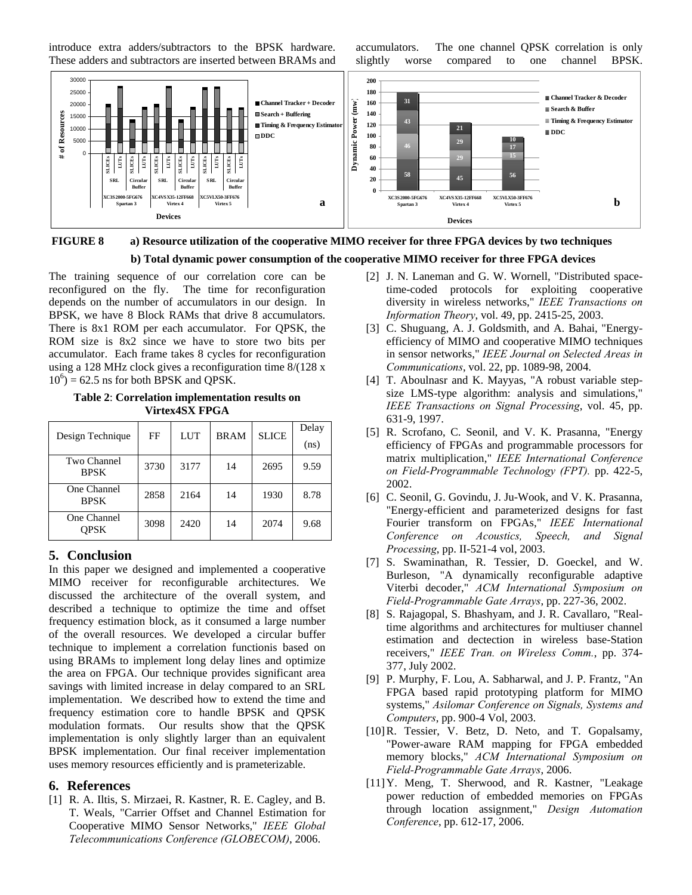introduce extra adders/subtractors to the BPSK hardware. These adders and subtractors are inserted between BRAMs and accumulators. The one channel QPSK correlation is only slightly worse compared to one channel BPSK.

30000
25000
20000
15000
10000
5000
0
\# of Resources
SLICEs LUTs SLICEs LUTs SLICEs LUTs SLICEs LUTs SLICEs LUTs SLICEs LUTs
SRL Circular Buffer SRL Circular Buffer SRL Circular Buffer
XC3S2000-5FG676 Spartan 3 XC4VSX35-12FF668 Virtex 4 XC5VLX50-3FF676 Virtex 5
Devices
Channel Tracker + Decoder
Search + Buffering
Timing & Frequency Estimator
DDC
a

200
180
160
140
120
100
80
60
40
20
0
Dynamic Power (mw)
31 43 46 58
21 29 29 45
10 17 15 56
XC3S2000-5FG676 Spartan 3 XC4VSX35-12FF668 Virtex 4 XC5VLX50-3FF676 Virtex 5
Devices
Channel Tracker & Decoder
Search & Buffer
Timing & Frequency Estimator
DDC
b

**FIGURE 8 a) Resource utilization of the cooperative MIMO receiver for three FPGA devices by two techniques**

**b) Total dynamic power consumption of the cooperative MIMO receiver for three FPGA devices**

The training sequence of our correlation core can be reconfigured on the fly. The time for reconfiguration depends on the number of accumulators in our design. In BPSK, we have 8 Block RAMs that drive 8 accumulators. There is 8x1 ROM per each accumulator. For QPSK, the ROM size is 8x2 since we have to store two bits per accumulator. Each frame takes 8 cycles for reconfiguration using a 128 MHz clock gives a reconfiguration time $8/(128 \times 10^6) = 62.5$ ns for both BPSK and QPSK.

**Table 2**: **Correlation implementation results on Virtex4SX FPGA**

| Design Technique | FF | LUT | BRAM | SLICE | Delay (ns) |
|---|---|---|---|---|---|
| Two Channel BPSK | 3730 | 3177 | 14 | 2695 | 9.59 |
| One Channel BPSK | 2858 | 2164 | 14 | 1930 | 8.78 |
| One Channel QPSK | 3098 | 2420 | 14 | 2074 | 9.68 |

## 5. Conclusion

In this paper we designed and implemented a cooperative MIMO receiver for reconfigurable architectures. We discussed the architecture of the overall system, and described a technique to optimize the time and offset frequency estimation block, as it consumed a large number of the overall resources. We developed a circular buffer technique to implement a correlation functionis based on using BRAMs to implement long delay lines and optimize the area on FPGA. Our technique provides significant area savings with limited increase in delay compared to an SRL implementation. We described how to extend the time and frequency estimation core to handle BPSK and QPSK modulation formats. Our results show that the QPSK implementation is only slightly larger than an equivalent BPSK implementation. Our final receiver implementation uses memory resources efficiently and is prameterizable.

## 6. References

[1] R. A. Iltis, S. Mirzaei, R. Kastner, R. E. Cagley, and B. T. Weals, "Carrier Offset and Channel Estimation for Cooperative MIMO Sensor Networks," *IEEE Global Telecommunications Conference (GLOBECOM)*, 2006.

[2] J. N. Laneman and G. W. Wornell, "Distributed space-time-coded protocols for exploiting cooperative diversity in wireless networks," *IEEE Transactions on Information Theory*, vol. 49, pp. 2415-25, 2003.

[3] C. Shuguang, A. J. Goldsmith, and A. Bahai, "Energy-efficiency of MIMO and cooperative MIMO techniques in sensor networks," *IEEE Journal on Selected Areas in Communications*, vol. 22, pp. 1089-98, 2004.

[4] T. Aboulnasr and K. Mayyas, "A robust variable step-size LMS-type algorithm: analysis and simulations," *IEEE Transactions on Signal Processing*, vol. 45, pp. 631-9, 1997.

[5] R. Scrofano, C. Seonil, and V. K. Prasanna, "Energy efficiency of FPGAs and programmable processors for matrix multiplication," *IEEE International Conference on Field-Programmable Technology (FPT).* pp. 422-5, 2002.

[6] C. Seonil, G. Govindu, J. Ju-Wook, and V. K. Prasanna, "Energy-efficient and parameterized designs for fast Fourier transform on FPGAs," *IEEE International Conference on Acoustics, Speech, and Signal Processing*, pp. II-521-4 vol, 2003.

[7] S. Swaminathan, R. Tessier, D. Goeckel, and W. Burleson, "A dynamically reconfigurable adaptive Viterbi decoder," *ACM International Symposium on Field-Programmable Gate Arrays*, pp. 227-36, 2002.

[8] S. Rajagopal, S. Bhashyam, and J. R. Cavallaro, "Real-time algorithms and architectures for multiuser channel estimation and dectection in wireless base-Station receivers," *IEEE Tran. on Wireless Comm.*, pp. 374-377, July 2002.

[9] P. Murphy, F. Lou, A. Sabharwal, and J. P. Frantz, "An FPGA based rapid prototyping platform for MIMO systems," *Asilomar Conference on Signals, Systems and Computers*, pp. 900-4 Vol, 2003.

[10] R. Tessier, V. Betz, D. Neto, and T. Gopalsamy, "Power-aware RAM mapping for FPGA embedded memory blocks," *ACM International Symposium on Field-Programmable Gate Arrays*, 2006.

[11] Y. Meng, T. Sherwood, and R. Kastner, "Leakage power reduction of embedded memories on FPGAs through location assignment," *Design Automation Conference*, pp. 612-17, 2006.